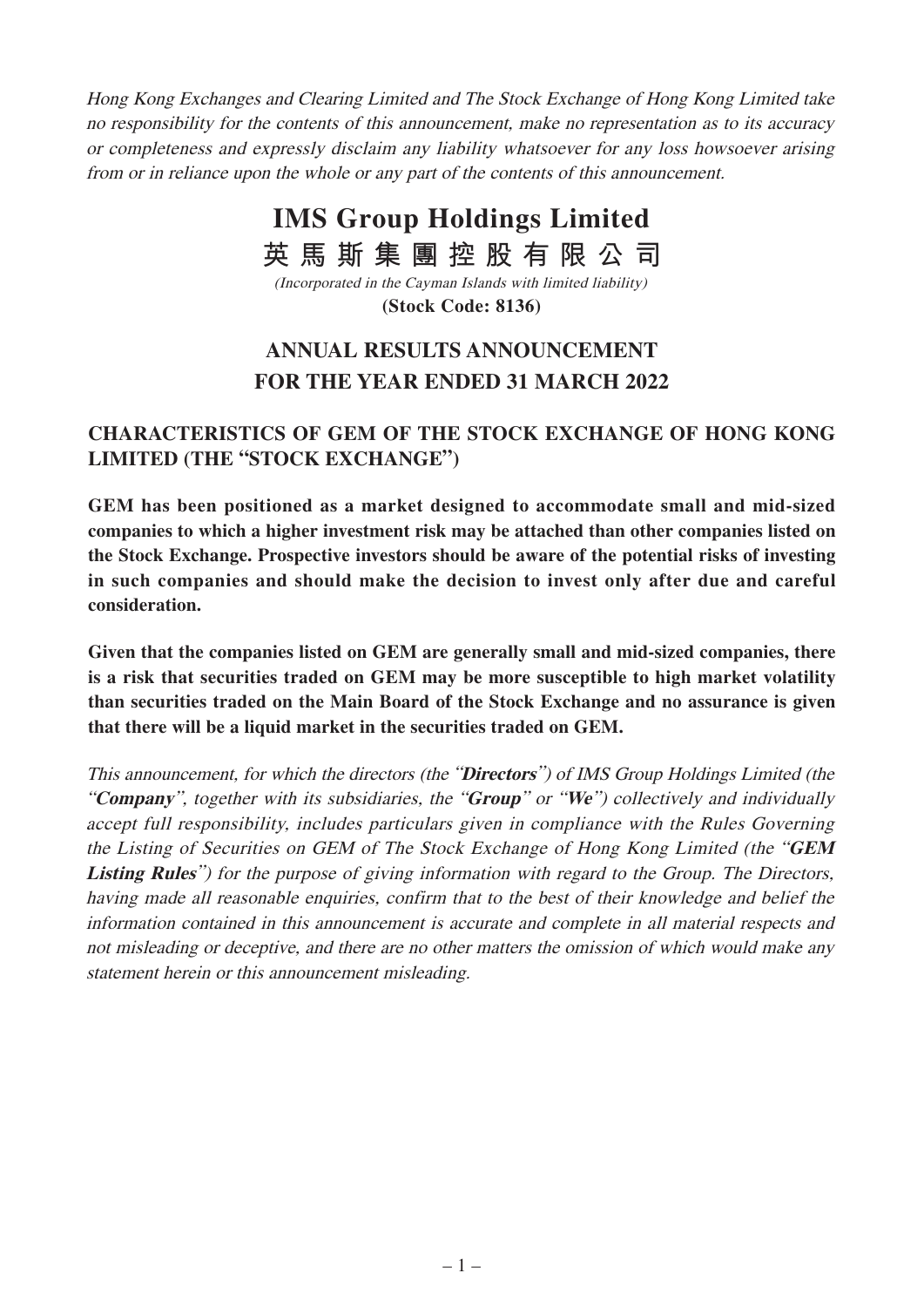*Hong Kong Exchanges and Clearing Limited and The Stock Exchange of Hong Kong Limited take no responsibility for the contents of this announcement, make no representation as to its accuracy or completeness and expressly disclaim any liability whatsoever for any loss howsoever arising from or in reliance upon the whole or any part of the contents of this announcement.*

# IMS Group Holdings Limited
# 英馬斯集團控股有限公司

*(Incorporated in the Cayman Islands with limited liability)*

**(Stock Code: 8136)**

## ANNUAL RESULTS ANNOUNCEMENT FOR THE YEAR ENDED 31 MARCH 2022

## CHARACTERISTICS OF GEM OF THE STOCK EXCHANGE OF HONG KONG LIMITED (THE "STOCK EXCHANGE")

**GEM has been positioned as a market designed to accommodate small and mid-sized companies to which a higher investment risk may be attached than other companies listed on the Stock Exchange. Prospective investors should be aware of the potential risks of investing in such companies and should make the decision to invest only after due and careful consideration.**

**Given that the companies listed on GEM are generally small and mid-sized companies, there is a risk that securities traded on GEM may be more susceptible to high market volatility than securities traded on the Main Board of the Stock Exchange and no assurance is given that there will be a liquid market in the securities traded on GEM.**

*This announcement, for which the directors (the "**Directors**") of IMS Group Holdings Limited (the "**Company**", together with its subsidiaries, the "**Group**" or "**We**") collectively and individually accept full responsibility, includes particulars given in compliance with the Rules Governing the Listing of Securities on GEM of The Stock Exchange of Hong Kong Limited (the "**GEM Listing Rules**") for the purpose of giving information with regard to the Group. The Directors, having made all reasonable enquiries, confirm that to the best of their knowledge and belief the information contained in this announcement is accurate and complete in all material respects and not misleading or deceptive, and there are no other matters the omission of which would make any statement herein or this announcement misleading.*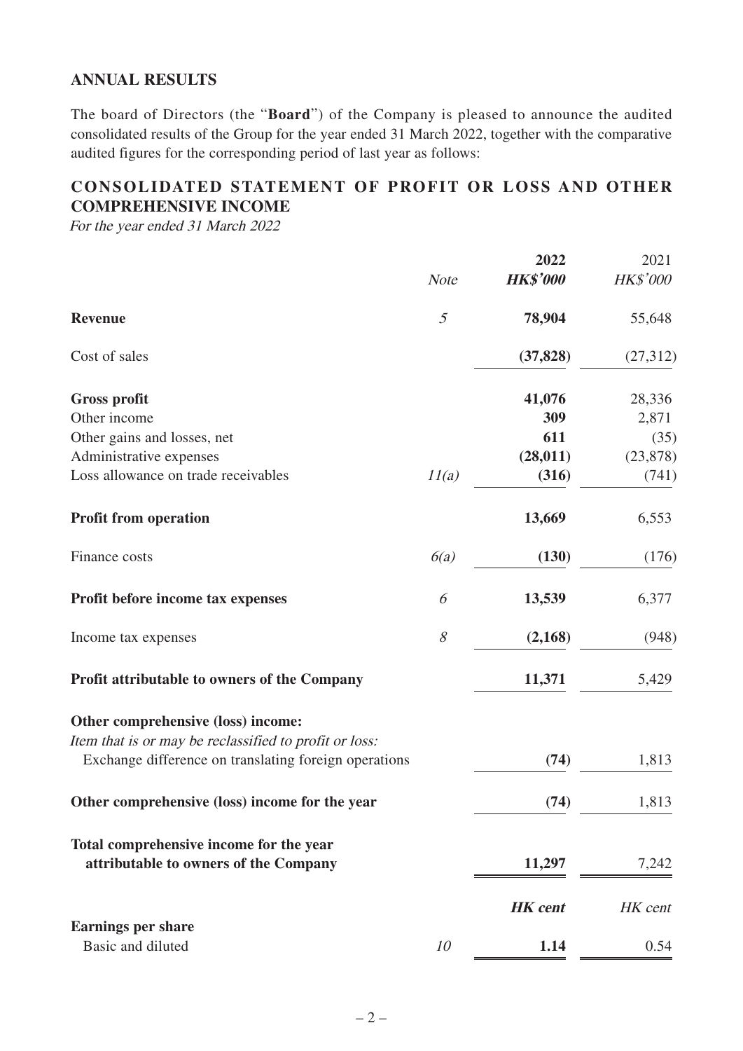## ANNUAL RESULTS

The board of Directors (the "**Board**") of the Company is pleased to announce the audited consolidated results of the Group for the year ended 31 March 2022, together with the comparative audited figures for the corresponding period of last year as follows:

## CONSOLIDATED STATEMENT OF PROFIT OR LOSS AND OTHER COMPREHENSIVE INCOME

*For the year ended 31 March 2022*

| | *Note* | **2022** | 2021 |
|---|---|---|---|
| | | ***HK$'000*** | *HK$'000* |
| **Revenue** | *5* | **78,904** | 55,648 |
| Cost of sales | | **(37,828)** | (27,312) |
| **Gross profit** | | **41,076** | 28,336 |
| Other income | | **309** | 2,871 |
| Other gains and losses, net | | **611** | (35) |
| Administrative expenses | | **(28,011)** | (23,878) |
| Loss allowance on trade receivables | *11(a)* | **(316)** | (741) |
| **Profit from operation** | | **13,669** | 6,553 |
| Finance costs | *6(a)* | **(130)** | (176) |
| **Profit before income tax expenses** | *6* | **13,539** | 6,377 |
| Income tax expenses | *8* | **(2,168)** | (948) |
| **Profit attributable to owners of the Company** | | **11,371** | 5,429 |
| **Other comprehensive (loss) income:** | | | |
| *Item that is or may be reclassified to profit or loss:* | | | |
| Exchange difference on translating foreign operations | | **(74)** | 1,813 |
| **Other comprehensive (loss) income for the year** | | **(74)** | 1,813 |
| **Total comprehensive income for the year attributable to owners of the Company** | | **11,297** | 7,242 |
| | | ***HK cent*** | *HK cent* |
| **Earnings per share** | | | |
| Basic and diluted | *10* | **1.14** | 0.54 |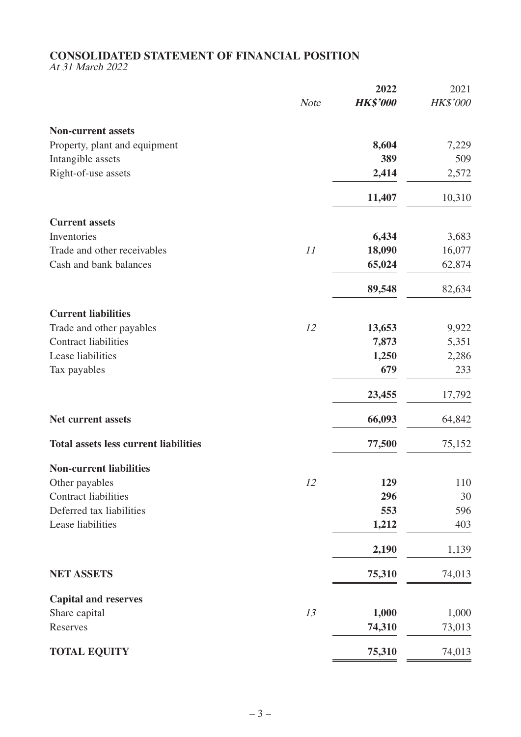# CONSOLIDATED STATEMENT OF FINANCIAL POSITION

*At 31 March 2022*

| | *Note* | **2022** | 2021 |
|---|---|---|---|
| | | ***HK$'000*** | *HK$'000* |
| **Non-current assets** | | | |
| Property, plant and equipment | | **8,604** | 7,229 |
| Intangible assets | | **389** | 509 |
| Right-of-use assets | | **2,414** | 2,572 |
| | | **11,407** | 10,310 |
| **Current assets** | | | |
| Inventories | | **6,434** | 3,683 |
| Trade and other receivables | *11* | **18,090** | 16,077 |
| Cash and bank balances | | **65,024** | 62,874 |
| | | **89,548** | 82,634 |
| **Current liabilities** | | | |
| Trade and other payables | *12* | **13,653** | 9,922 |
| Contract liabilities | | **7,873** | 5,351 |
| Lease liabilities | | **1,250** | 2,286 |
| Tax payables | | **679** | 233 |
| | | **23,455** | 17,792 |
| **Net current assets** | | **66,093** | 64,842 |
| **Total assets less current liabilities** | | **77,500** | 75,152 |
| **Non-current liabilities** | | | |
| Other payables | *12* | **129** | 110 |
| Contract liabilities | | **296** | 30 |
| Deferred tax liabilities | | **553** | 596 |
| Lease liabilities | | **1,212** | 403 |
| | | **2,190** | 1,139 |
| **NET ASSETS** | | **75,310** | 74,013 |
| **Capital and reserves** | | | |
| Share capital | *13* | **1,000** | 1,000 |
| Reserves | | **74,310** | 73,013 |
| **TOTAL EQUITY** | | **75,310** | 74,013 |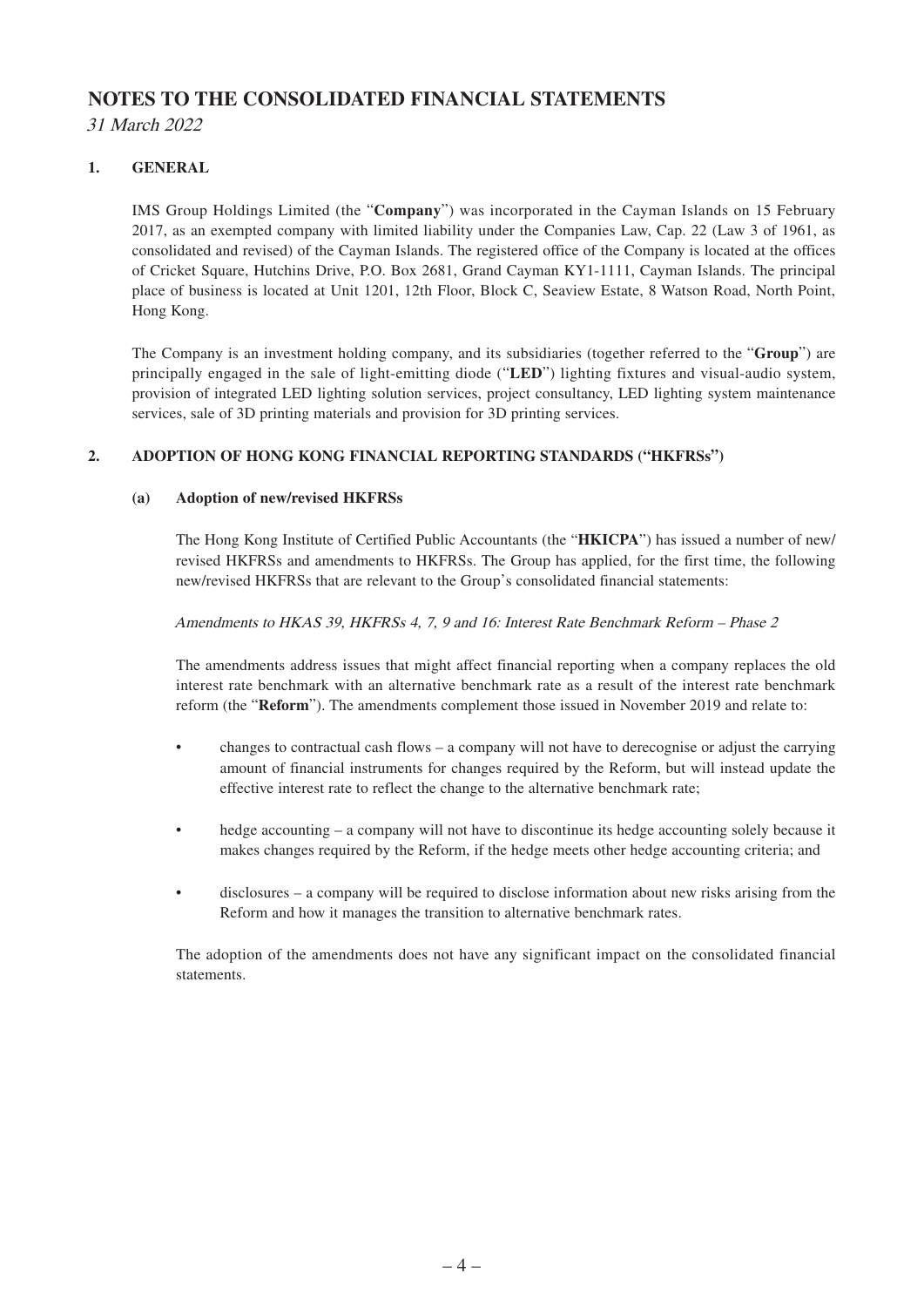# NOTES TO THE CONSOLIDATED FINANCIAL STATEMENTS

*31 March 2022*

## 1. GENERAL

IMS Group Holdings Limited (the "**Company**") was incorporated in the Cayman Islands on 15 February 2017, as an exempted company with limited liability under the Companies Law, Cap. 22 (Law 3 of 1961, as consolidated and revised) of the Cayman Islands. The registered office of the Company is located at the offices of Cricket Square, Hutchins Drive, P.O. Box 2681, Grand Cayman KY1-1111, Cayman Islands. The principal place of business is located at Unit 1201, 12th Floor, Block C, Seaview Estate, 8 Watson Road, North Point, Hong Kong.

The Company is an investment holding company, and its subsidiaries (together referred to the "**Group**") are principally engaged in the sale of light-emitting diode ("**LED**") lighting fixtures and visual-audio system, provision of integrated LED lighting solution services, project consultancy, LED lighting system maintenance services, sale of 3D printing materials and provision for 3D printing services.

## 2. ADOPTION OF HONG KONG FINANCIAL REPORTING STANDARDS ("HKFRSs")

### (a) Adoption of new/revised HKFRSs

The Hong Kong Institute of Certified Public Accountants (the "**HKICPA**") has issued a number of new/revised HKFRSs and amendments to HKFRSs. The Group has applied, for the first time, the following new/revised HKFRSs that are relevant to the Group's consolidated financial statements:

*Amendments to HKAS 39, HKFRSs 4, 7, 9 and 16: Interest Rate Benchmark Reform – Phase 2*

The amendments address issues that might affect financial reporting when a company replaces the old interest rate benchmark with an alternative benchmark rate as a result of the interest rate benchmark reform (the "**Reform**"). The amendments complement those issued in November 2019 and relate to:

- changes to contractual cash flows – a company will not have to derecognise or adjust the carrying amount of financial instruments for changes required by the Reform, but will instead update the effective interest rate to reflect the change to the alternative benchmark rate;
- hedge accounting – a company will not have to discontinue its hedge accounting solely because it makes changes required by the Reform, if the hedge meets other hedge accounting criteria; and
- disclosures – a company will be required to disclose information about new risks arising from the Reform and how it manages the transition to alternative benchmark rates.

The adoption of the amendments does not have any significant impact on the consolidated financial statements.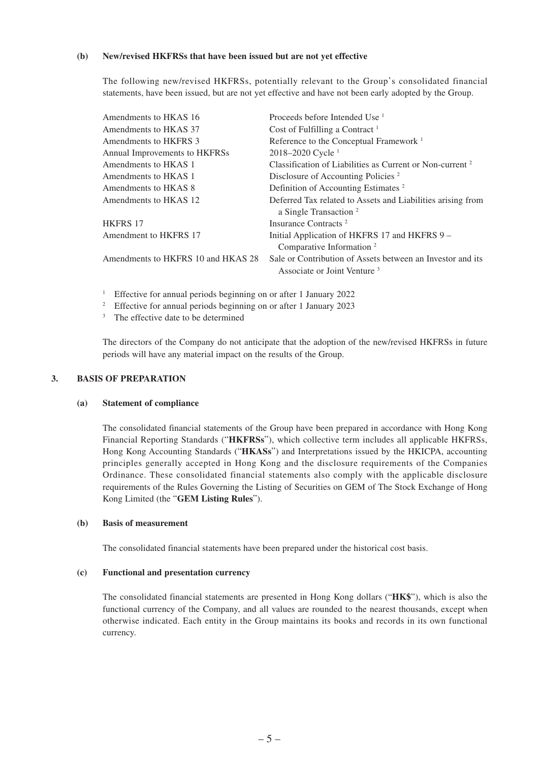**(b) New/revised HKFRSs that have been issued but are not yet effective**

The following new/revised HKFRSs, potentially relevant to the Group's consolidated financial statements, have been issued, but are not yet effective and have not been early adopted by the Group.

| | |
|---|---|
| Amendments to HKAS 16 | Proceeds before Intended Use [1] |
| Amendments to HKAS 37 | Cost of Fulfilling a Contract [1] |
| Amendments to HKFRS 3 | Reference to the Conceptual Framework [1] |
| Annual Improvements to HKFRSs | 2018–2020 Cycle [1] |
| Amendments to HKAS 1 | Classification of Liabilities as Current or Non-current [2] |
| Amendments to HKAS 1 | Disclosure of Accounting Policies [2] |
| Amendments to HKAS 8 | Definition of Accounting Estimates [2] |
| Amendments to HKAS 12 | Deferred Tax related to Assets and Liabilities arising from a Single Transaction [2] |
| HKFRS 17 | Insurance Contracts [2] |
| Amendment to HKFRS 17 | Initial Application of HKFRS 17 and HKFRS 9 – Comparative Information [2] |
| Amendments to HKFRS 10 and HKAS 28 | Sale or Contribution of Assets between an Investor and its Associate or Joint Venture [3] |

[1] Effective for annual periods beginning on or after 1 January 2022

[2] Effective for annual periods beginning on or after 1 January 2023

[3] The effective date to be determined

The directors of the Company do not anticipate that the adoption of the new/revised HKFRSs in future periods will have any material impact on the results of the Group.

## 3. BASIS OF PREPARATION

**(a) Statement of compliance**

The consolidated financial statements of the Group have been prepared in accordance with Hong Kong Financial Reporting Standards ("**HKFRSs**"), which collective term includes all applicable HKFRSs, Hong Kong Accounting Standards ("**HKASs**") and Interpretations issued by the HKICPA, accounting principles generally accepted in Hong Kong and the disclosure requirements of the Companies Ordinance. These consolidated financial statements also comply with the applicable disclosure requirements of the Rules Governing the Listing of Securities on GEM of The Stock Exchange of Hong Kong Limited (the "**GEM Listing Rules**").

**(b) Basis of measurement**

The consolidated financial statements have been prepared under the historical cost basis.

**(c) Functional and presentation currency**

The consolidated financial statements are presented in Hong Kong dollars ("**HK$**"), which is also the functional currency of the Company, and all values are rounded to the nearest thousands, except when otherwise indicated. Each entity in the Group maintains its books and records in its own functional currency.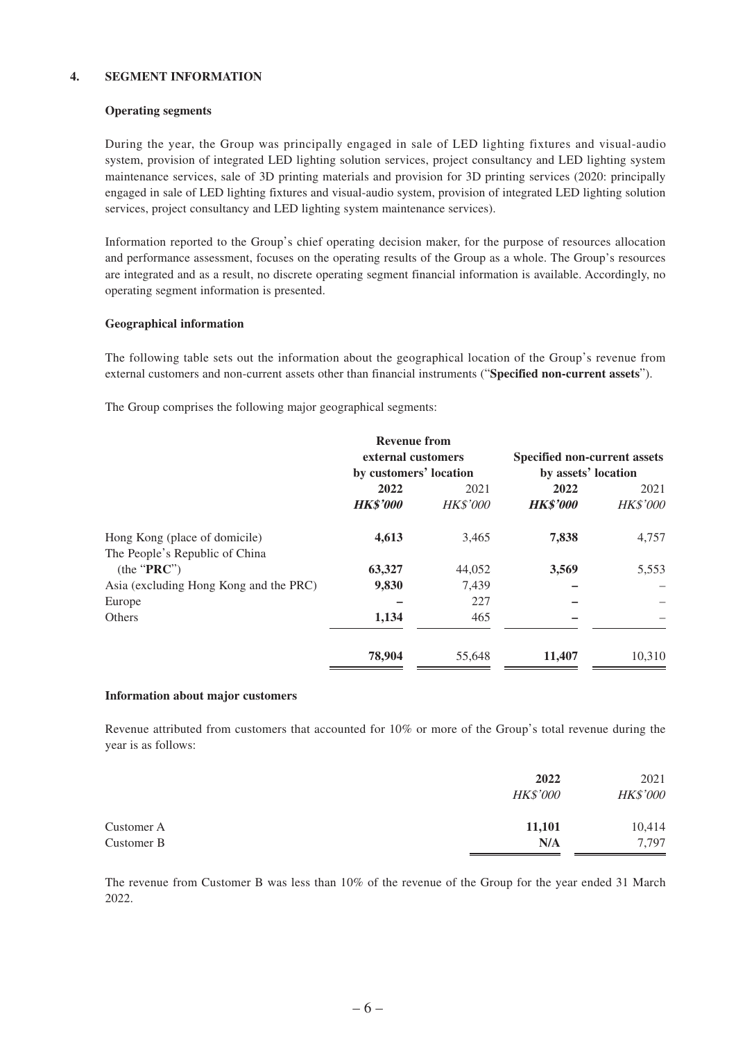## 4. SEGMENT INFORMATION

**Operating segments**

During the year, the Group was principally engaged in sale of LED lighting fixtures and visual-audio system, provision of integrated LED lighting solution services, project consultancy and LED lighting system maintenance services, sale of 3D printing materials and provision for 3D printing services (2020: principally engaged in sale of LED lighting fixtures and visual-audio system, provision of integrated LED lighting solution services, project consultancy and LED lighting system maintenance services).

Information reported to the Group's chief operating decision maker, for the purpose of resources allocation and performance assessment, focuses on the operating results of the Group as a whole. The Group's resources are integrated and as a result, no discrete operating segment financial information is available. Accordingly, no operating segment information is presented.

**Geographical information**

The following table sets out the information about the geographical location of the Group's revenue from external customers and non-current assets other than financial instruments ("**Specified non-current assets**").

The Group comprises the following major geographical segments:

| | Revenue from external customers by customers' location | | Specified non-current assets by assets' location | |
|---|---|---|---|---|
| | **2022** | 2021 | **2022** | 2021 |
| | ***HK$'000*** | *HK$'000* | ***HK$'000*** | *HK$'000* |
| Hong Kong (place of domicile) | **4,613** | 3,465 | **7,838** | 4,757 |
| The People's Republic of China (the "**PRC**") | **63,327** | 44,052 | **3,569** | 5,553 |
| Asia (excluding Hong Kong and the PRC) | **9,830** | 7,439 | **–** | – |
| Europe | **–** | 227 | **–** | – |
| Others | **1,134** | 465 | **–** | – |
| | **78,904** | 55,648 | **11,407** | 10,310 |

**Information about major customers**

Revenue attributed from customers that accounted for 10% or more of the Group's total revenue during the year is as follows:

| | **2022** | 2021 |
|---|---|---|
| | *HK$'000* | *HK$'000* |
| Customer A | **11,101** | 10,414 |
| Customer B | **N/A** | 7,797 |

The revenue from Customer B was less than 10% of the revenue of the Group for the year ended 31 March 2022.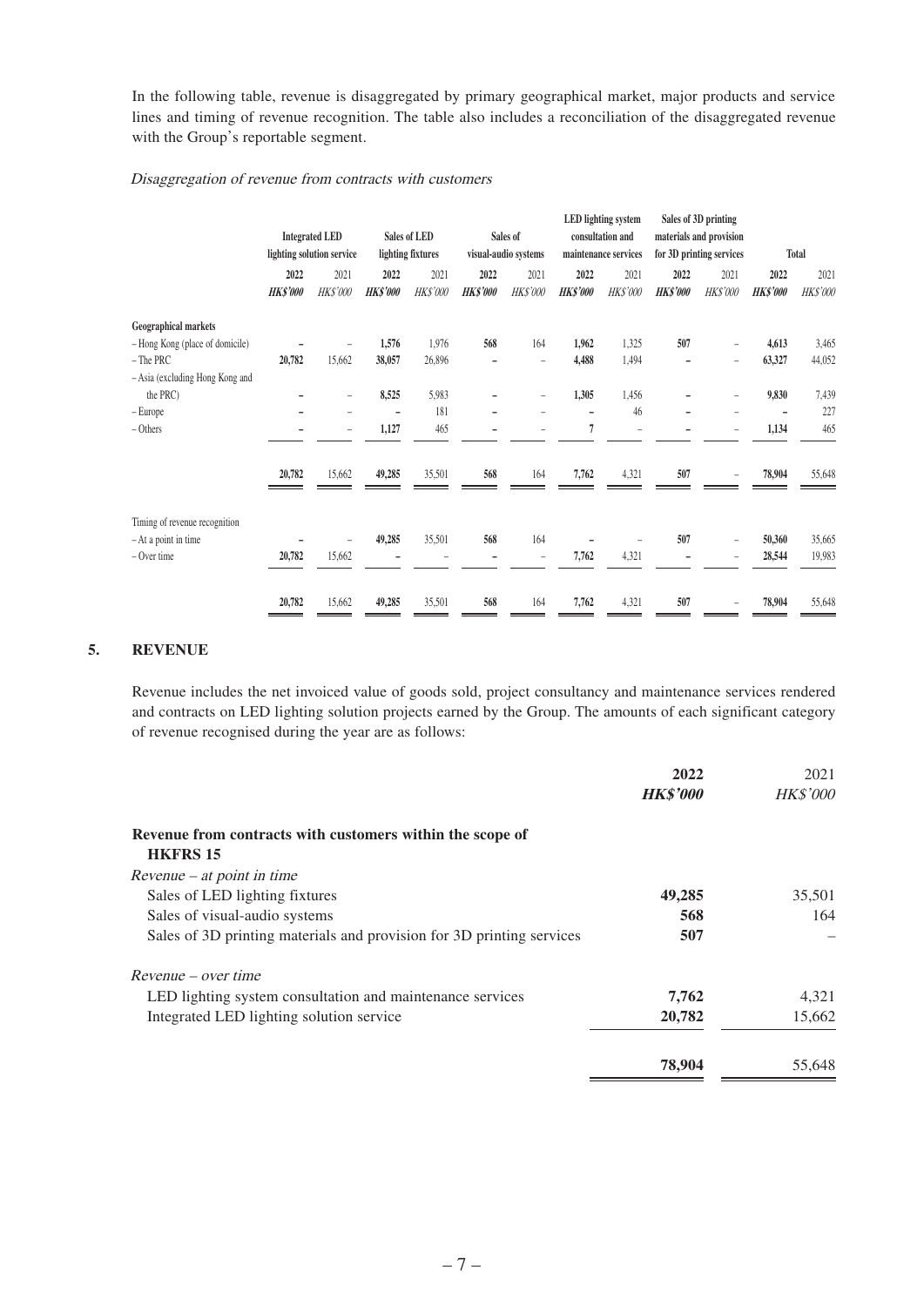In the following table, revenue is disaggregated by primary geographical market, major products and service lines and timing of revenue recognition. The table also includes a reconciliation of the disaggregated revenue with the Group's reportable segment.

*Disaggregation of revenue from contracts with customers*

| | Integrated LED lighting solution service | | Sales of LED lighting fixtures | | Sales of visual-audio systems | | LED lighting system consultation and maintenance services | | Sales of 3D printing materials and provision for 3D printing services | | Total | |
|---|---|---|---|---|---|---|---|---|---|---|---|---|
| | **2022** | 2021 | **2022** | 2021 | **2022** | 2021 | **2022** | 2021 | **2022** | 2021 | **2022** | 2021 |
| | ***HK$'000*** | *HK$'000* | ***HK$'000*** | *HK$'000* | ***HK$'000*** | *HK$'000* | ***HK$'000*** | *HK$'000* | ***HK$'000*** | *HK$'000* | ***HK$'000*** | *HK$'000* |
| **Geographical markets** | | | | | | | | | | | | |
| – Hong Kong (place of domicile) | **–** | – | **1,576** | 1,976 | **568** | 164 | **1,962** | 1,325 | **507** | – | **4,613** | 3,465 |
| – The PRC | **20,782** | 15,662 | **38,057** | 26,896 | **–** | – | **4,488** | 1,494 | **–** | – | **63,327** | 44,052 |
| – Asia (excluding Hong Kong and the PRC) | **–** | – | **8,525** | 5,983 | **–** | – | **1,305** | 1,456 | **–** | – | **9,830** | 7,439 |
| – Europe | **–** | – | **–** | 181 | **–** | – | **–** | 46 | **–** | – | **–** | 227 |
| – Others | **–** | – | **1,127** | 465 | **–** | – | **7** | – | **–** | – | **1,134** | 465 |
| | **20,782** | 15,662 | **49,285** | 35,501 | **568** | 164 | **7,762** | 4,321 | **507** | – | **78,904** | 55,648 |
| Timing of revenue recognition | | | | | | | | | | | | |
| – At a point in time | **–** | – | **49,285** | 35,501 | **568** | 164 | **–** | – | **507** | – | **50,360** | 35,665 |
| – Over time | **20,782** | 15,662 | **–** | – | **–** | – | **7,762** | 4,321 | **–** | – | **28,544** | 19,983 |
| | **20,782** | 15,662 | **49,285** | 35,501 | **568** | 164 | **7,762** | 4,321 | **507** | – | **78,904** | 55,648 |

## 5. REVENUE

Revenue includes the net invoiced value of goods sold, project consultancy and maintenance services rendered and contracts on LED lighting solution projects earned by the Group. The amounts of each significant category of revenue recognised during the year are as follows:

| | **2022** | 2021 |
|---|---|---|
| | ***HK$'000*** | *HK$'000* |
| **Revenue from contracts with customers within the scope of HKFRS 15** | | |
| *Revenue – at point in time* | | |
| Sales of LED lighting fixtures | **49,285** | 35,501 |
| Sales of visual-audio systems | **568** | 164 |
| Sales of 3D printing materials and provision for 3D printing services | **507** | – |
| *Revenue – over time* | | |
| LED lighting system consultation and maintenance services | **7,762** | 4,321 |
| Integrated LED lighting solution service | **20,782** | 15,662 |
| | **78,904** | 55,648 |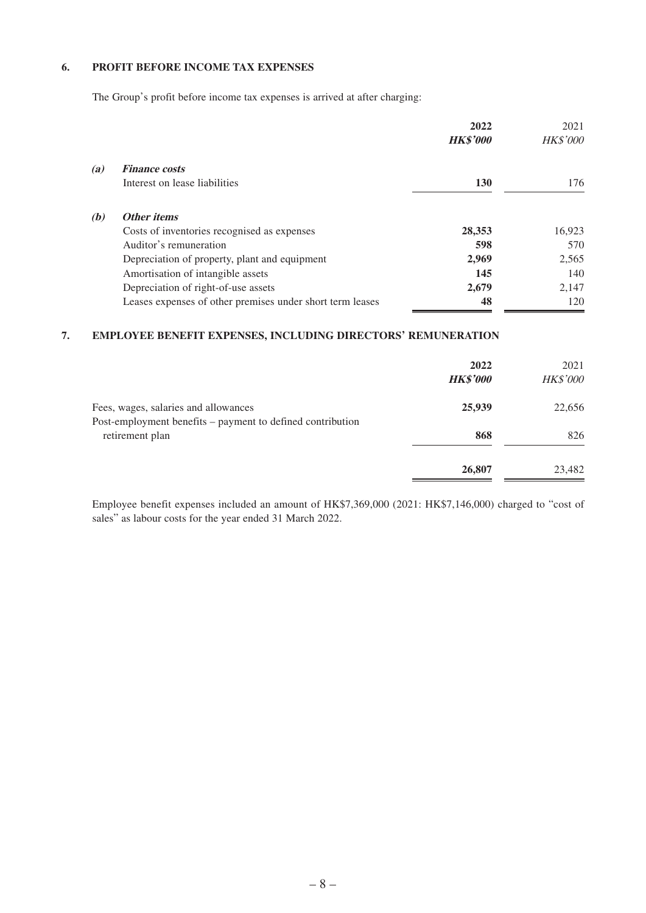## 6. PROFIT BEFORE INCOME TAX EXPENSES

The Group's profit before income tax expenses is arrived at after charging:

| | | 2022 | 2021 |
|---|---|---|---|
| | | ***HK$'000*** | *HK$'000* |
| ***(a)*** | ***Finance costs*** | | |
| | Interest on lease liabilities | **130** | 176 |
| ***(b)*** | ***Other items*** | | |
| | Costs of inventories recognised as expenses | **28,353** | 16,923 |
| | Auditor's remuneration | **598** | 570 |
| | Depreciation of property, plant and equipment | **2,969** | 2,565 |
| | Amortisation of intangible assets | **145** | 140 |
| | Depreciation of right-of-use assets | **2,679** | 2,147 |
| | Leases expenses of other premises under short term leases | **48** | 120 |

## 7. EMPLOYEE BENEFIT EXPENSES, INCLUDING DIRECTORS' REMUNERATION

| | 2022 | 2021 |
|---|---|---|
| | ***HK$'000*** | *HK$'000* |
| Fees, wages, salaries and allowances | **25,939** | 22,656 |
| Post-employment benefits – payment to defined contribution retirement plan | **868** | 826 |
| | **26,807** | 23,482 |

Employee benefit expenses included an amount of HK$7,369,000 (2021: HK$7,146,000) charged to "cost of sales" as labour costs for the year ended 31 March 2022.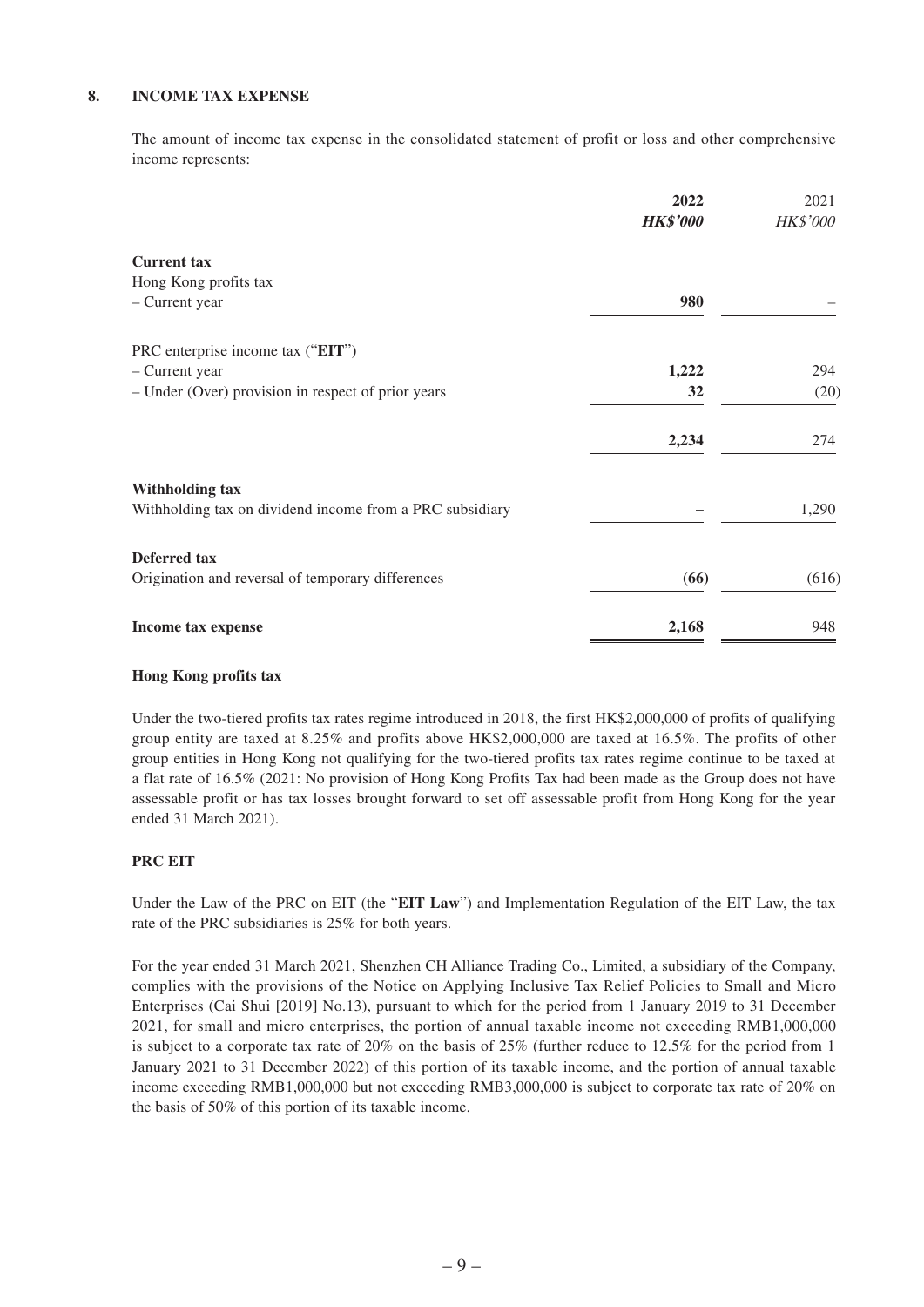## 8. INCOME TAX EXPENSE

The amount of income tax expense in the consolidated statement of profit or loss and other comprehensive income represents:

| | **2022** | 2021 |
|---|---|---|
| | ***HK$'000*** | *HK$'000* |
| **Current tax** | | |
| Hong Kong profits tax | | |
| – Current year | **980** | – |
| PRC enterprise income tax ("**EIT**") | | |
| – Current year | **1,222** | 294 |
| – Under (Over) provision in respect of prior years | **32** | (20) |
| | **2,234** | 274 |
| **Withholding tax** | | |
| Withholding tax on dividend income from a PRC subsidiary | **–** | 1,290 |
| **Deferred tax** | | |
| Origination and reversal of temporary differences | **(66)** | (616) |
| **Income tax expense** | **2,168** | 948 |

**Hong Kong profits tax**

Under the two-tiered profits tax rates regime introduced in 2018, the first HK$2,000,000 of profits of qualifying group entity are taxed at 8.25% and profits above HK$2,000,000 are taxed at 16.5%. The profits of other group entities in Hong Kong not qualifying for the two-tiered profits tax rates regime continue to be taxed at a flat rate of 16.5% (2021: No provision of Hong Kong Profits Tax had been made as the Group does not have assessable profit or has tax losses brought forward to set off assessable profit from Hong Kong for the year ended 31 March 2021).

**PRC EIT**

Under the Law of the PRC on EIT (the "**EIT Law**") and Implementation Regulation of the EIT Law, the tax rate of the PRC subsidiaries is 25% for both years.

For the year ended 31 March 2021, Shenzhen CH Alliance Trading Co., Limited, a subsidiary of the Company, complies with the provisions of the Notice on Applying Inclusive Tax Relief Policies to Small and Micro Enterprises (Cai Shui [2019] No.13), pursuant to which for the period from 1 January 2019 to 31 December 2021, for small and micro enterprises, the portion of annual taxable income not exceeding RMB1,000,000 is subject to a corporate tax rate of 20% on the basis of 25% (further reduce to 12.5% for the period from 1 January 2021 to 31 December 2022) of this portion of its taxable income, and the portion of annual taxable income exceeding RMB1,000,000 but not exceeding RMB3,000,000 is subject to corporate tax rate of 20% on the basis of 50% of this portion of its taxable income.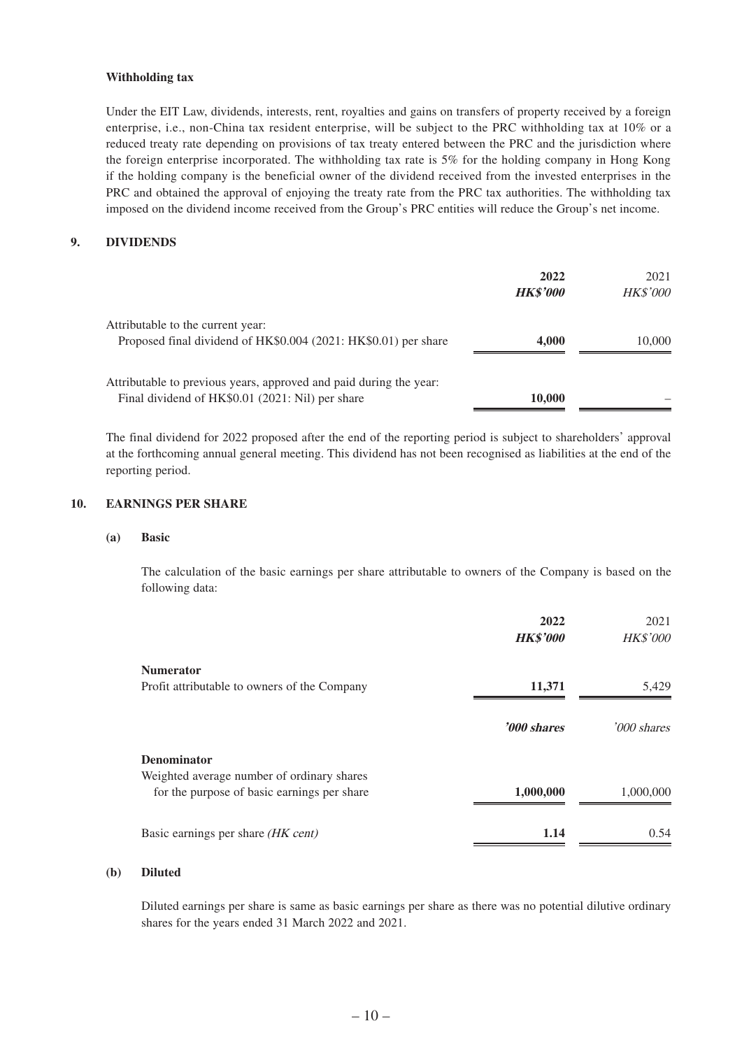**Withholding tax**

Under the EIT Law, dividends, interests, rent, royalties and gains on transfers of property received by a foreign enterprise, i.e., non-China tax resident enterprise, will be subject to the PRC withholding tax at 10% or a reduced treaty rate depending on provisions of tax treaty entered between the PRC and the jurisdiction where the foreign enterprise incorporated. The withholding tax rate is 5% for the holding company in Hong Kong if the holding company is the beneficial owner of the dividend received from the invested enterprises in the PRC and obtained the approval of enjoying the treaty rate from the PRC tax authorities. The withholding tax imposed on the dividend income received from the Group's PRC entities will reduce the Group's net income.

## 9. DIVIDENDS

| | **2022** | 2021 |
|---|---|---|
| | ***HK$'000*** | *HK$'000* |
| Attributable to the current year: | | |
| Proposed final dividend of HK$0.004 (2021: HK$0.01) per share | **4,000** | 10,000 |
| Attributable to previous years, approved and paid during the year: | | |
| Final dividend of HK$0.01 (2021: Nil) per share | **10,000** | – |

The final dividend for 2022 proposed after the end of the reporting period is subject to shareholders' approval at the forthcoming annual general meeting. This dividend has not been recognised as liabilities at the end of the reporting period.

## 10. EARNINGS PER SHARE

### (a) Basic

The calculation of the basic earnings per share attributable to owners of the Company is based on the following data:

| | **2022** | 2021 |
|---|---|---|
| | ***HK$'000*** | *HK$'000* |
| **Numerator** | | |
| Profit attributable to owners of the Company | **11,371** | 5,429 |
| | ***'000 shares*** | *'000 shares* |
| **Denominator** | | |
| Weighted average number of ordinary shares for the purpose of basic earnings per share | **1,000,000** | 1,000,000 |
| Basic earnings per share *(HK cent)* | **1.14** | 0.54 |

### (b) Diluted

Diluted earnings per share is same as basic earnings per share as there was no potential dilutive ordinary shares for the years ended 31 March 2022 and 2021.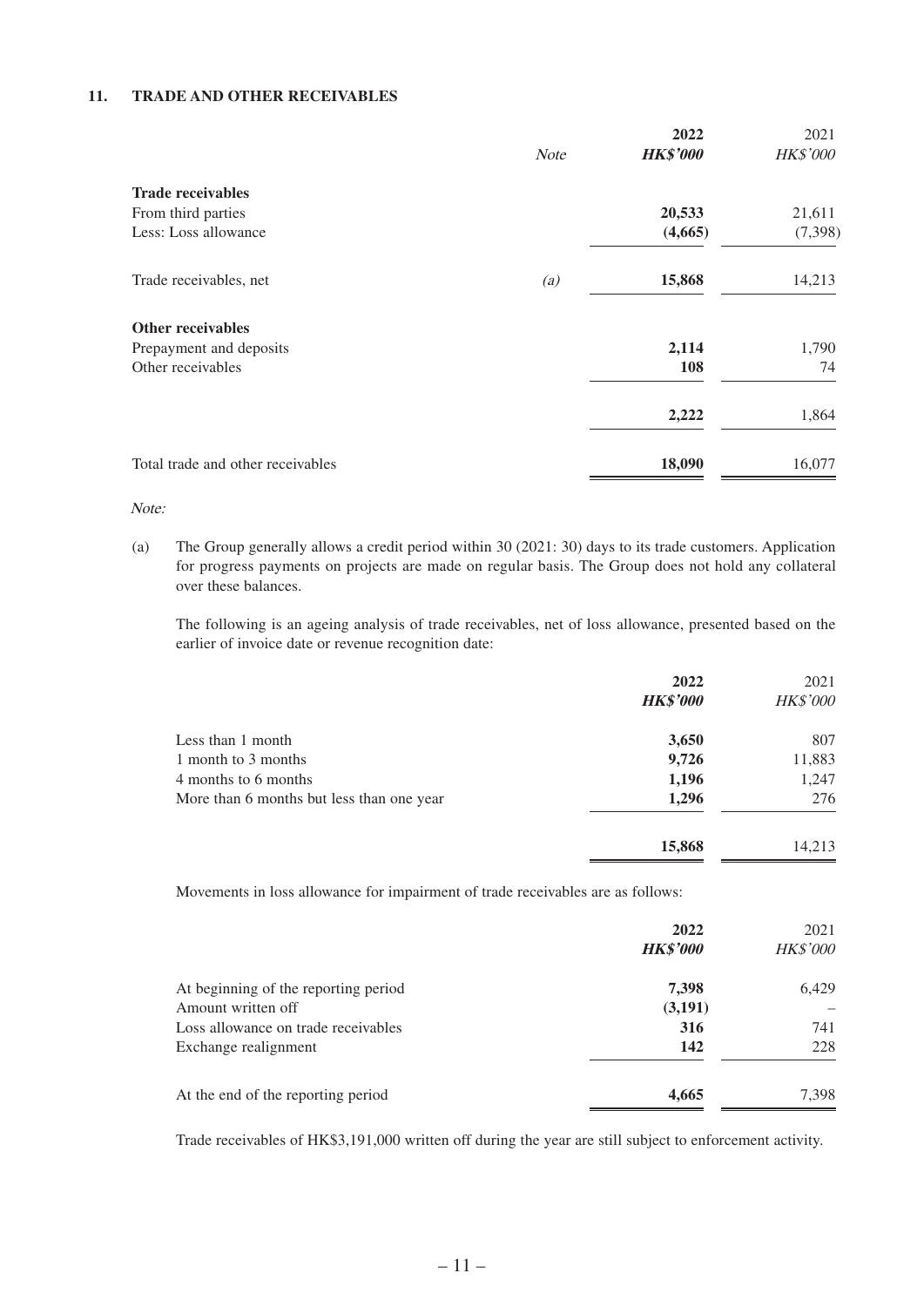## 11. TRADE AND OTHER RECEIVABLES

| | Note | 2022 HK$'000 | 2021 HK$'000 |
|---|---|---|---|
| **Trade receivables** | | | |
| From third parties | | **20,533** | 21,611 |
| Less: Loss allowance | | **(4,665)** | (7,398) |
| Trade receivables, net | (a) | **15,868** | 14,213 |
| **Other receivables** | | | |
| Prepayment and deposits | | **2,114** | 1,790 |
| Other receivables | | **108** | 74 |
| | | **2,222** | 1,864 |
| Total trade and other receivables | | **18,090** | 16,077 |

*Note:*

(a) The Group generally allows a credit period within 30 (2021: 30) days to its trade customers. Application for progress payments on projects are made on regular basis. The Group does not hold any collateral over these balances.

The following is an ageing analysis of trade receivables, net of loss allowance, presented based on the earlier of invoice date or revenue recognition date:

| | 2022 HK$'000 | 2021 HK$'000 |
|---|---|---|
| Less than 1 month | **3,650** | 807 |
| 1 month to 3 months | **9,726** | 11,883 |
| 4 months to 6 months | **1,196** | 1,247 |
| More than 6 months but less than one year | **1,296** | 276 |
| | **15,868** | 14,213 |

Movements in loss allowance for impairment of trade receivables are as follows:

| | 2022 HK$'000 | 2021 HK$'000 |
|---|---|---|
| At beginning of the reporting period | **7,398** | 6,429 |
| Amount written off | **(3,191)** | – |
| Loss allowance on trade receivables | **316** | 741 |
| Exchange realignment | **142** | 228 |
| At the end of the reporting period | **4,665** | 7,398 |

Trade receivables of HK$3,191,000 written off during the year are still subject to enforcement activity.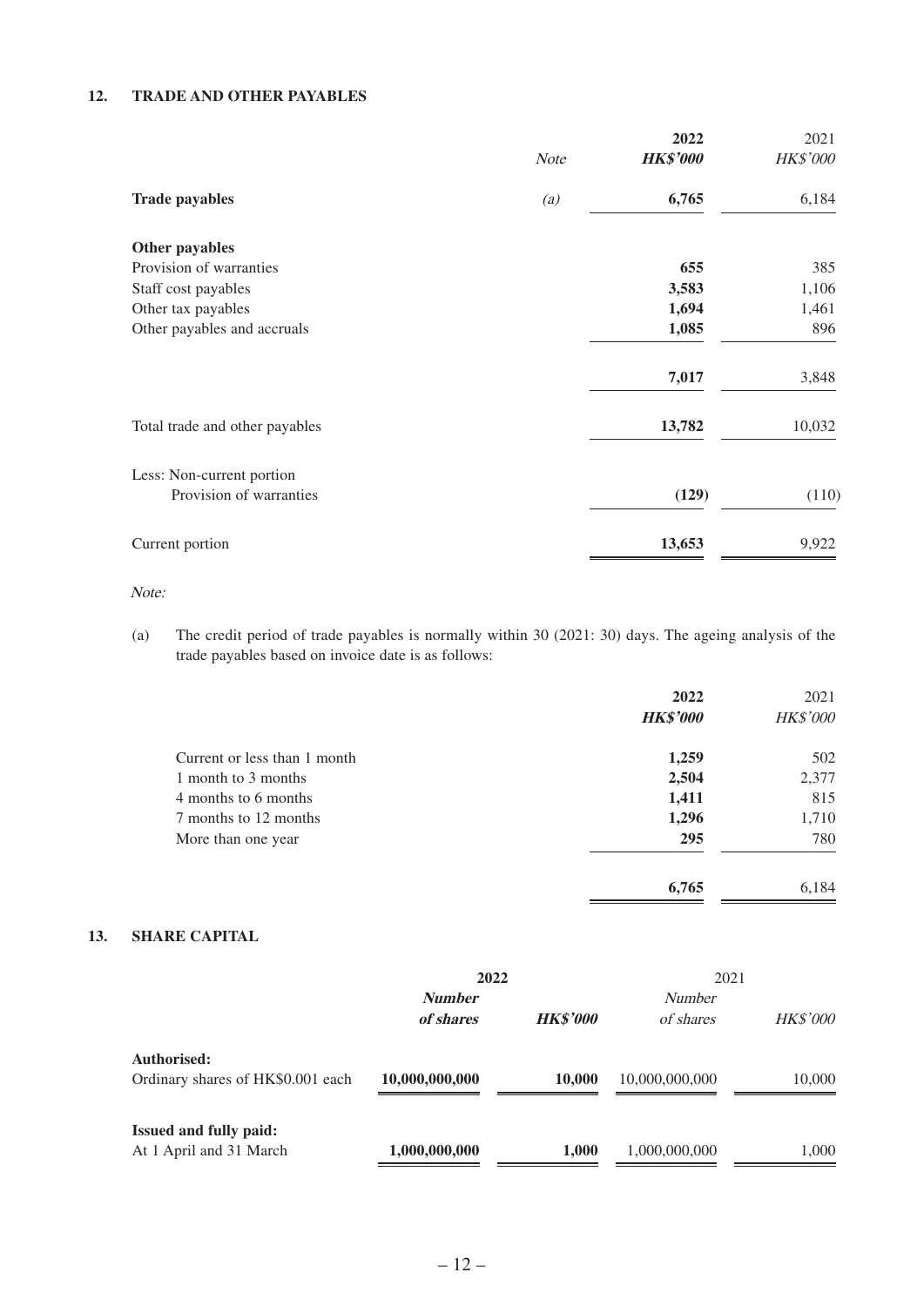## 12. TRADE AND OTHER PAYABLES

| | Note | 2022 HK$'000 | 2021 HK$'000 |
|---|---|---|---|
| **Trade payables** | (a) | **6,765** | 6,184 |
| **Other payables** | | | |
| Provision of warranties | | **655** | 385 |
| Staff cost payables | | **3,583** | 1,106 |
| Other tax payables | | **1,694** | 1,461 |
| Other payables and accruals | | **1,085** | 896 |
| | | **7,017** | 3,848 |
| Total trade and other payables | | **13,782** | 10,032 |
| Less: Non-current portion | | | |
| Provision of warranties | | **(129)** | (110) |
| Current portion | | **13,653** | 9,922 |

*Note:*

(a) The credit period of trade payables is normally within 30 (2021: 30) days. The ageing analysis of the trade payables based on invoice date is as follows:

| | 2022 HK$'000 | 2021 HK$'000 |
|---|---|---|
| Current or less than 1 month | **1,259** | 502 |
| 1 month to 3 months | **2,504** | 2,377 |
| 4 months to 6 months | **1,411** | 815 |
| 7 months to 12 months | **1,296** | 1,710 |
| More than one year | **295** | 780 |
| | **6,765** | 6,184 |

## 13. SHARE CAPITAL

| | 2022 | | 2021 | |
|---|---|---|---|---|
| | Number of shares | HK$'000 | Number of shares | HK$'000 |
| **Authorised:** | | | | |
| Ordinary shares of HK$0.001 each | **10,000,000,000** | **10,000** | 10,000,000,000 | 10,000 |
| **Issued and fully paid:** | | | | |
| At 1 April and 31 March | **1,000,000,000** | **1,000** | 1,000,000,000 | 1,000 |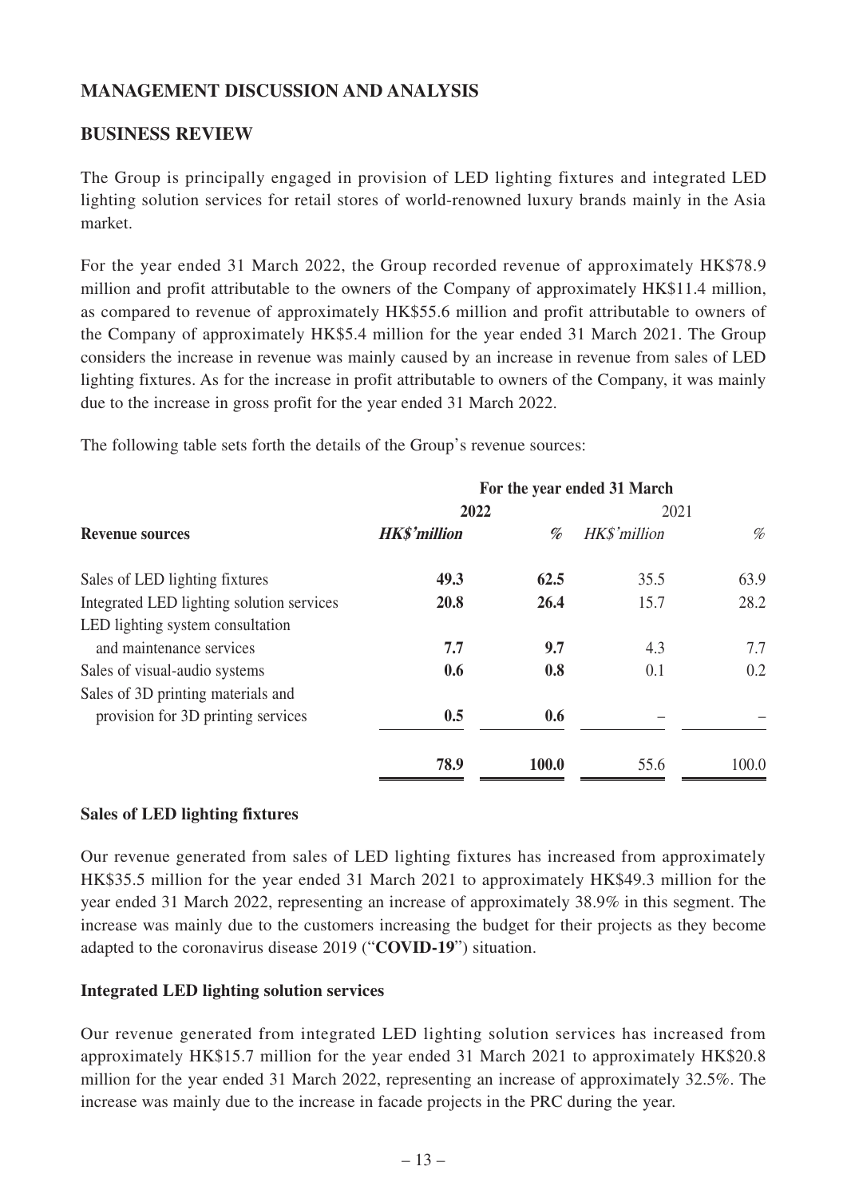## MANAGEMENT DISCUSSION AND ANALYSIS

## BUSINESS REVIEW

The Group is principally engaged in provision of LED lighting fixtures and integrated LED lighting solution services for retail stores of world-renowned luxury brands mainly in the Asia market.

For the year ended 31 March 2022, the Group recorded revenue of approximately HK$78.9 million and profit attributable to the owners of the Company of approximately HK$11.4 million, as compared to revenue of approximately HK$55.6 million and profit attributable to owners of the Company of approximately HK$5.4 million for the year ended 31 March 2021. The Group considers the increase in revenue was mainly caused by an increase in revenue from sales of LED lighting fixtures. As for the increase in profit attributable to owners of the Company, it was mainly due to the increase in gross profit for the year ended 31 March 2022.

The following table sets forth the details of the Group's revenue sources:

| | **For the year ended 31 March** | | | |
|---|---|---|---|---|
| | **2022** | | 2021 | |
| **Revenue sources** | ***HK$'million*** | *%* | *HK$'million* | *%* |
| Sales of LED lighting fixtures | **49.3** | **62.5** | 35.5 | 63.9 |
| Integrated LED lighting solution services | **20.8** | **26.4** | 15.7 | 28.2 |
| LED lighting system consultation and maintenance services | **7.7** | **9.7** | 4.3 | 7.7 |
| Sales of visual-audio systems | **0.6** | **0.8** | 0.1 | 0.2 |
| Sales of 3D printing materials and provision for 3D printing services | **0.5** | **0.6** | – | – |
| | **78.9** | **100.0** | 55.6 | 100.0 |

### Sales of LED lighting fixtures

Our revenue generated from sales of LED lighting fixtures has increased from approximately HK$35.5 million for the year ended 31 March 2021 to approximately HK$49.3 million for the year ended 31 March 2022, representing an increase of approximately 38.9% in this segment. The increase was mainly due to the customers increasing the budget for their projects as they become adapted to the coronavirus disease 2019 ("**COVID-19**") situation.

### Integrated LED lighting solution services

Our revenue generated from integrated LED lighting solution services has increased from approximately HK$15.7 million for the year ended 31 March 2021 to approximately HK$20.8 million for the year ended 31 March 2022, representing an increase of approximately 32.5%. The increase was mainly due to the increase in facade projects in the PRC during the year.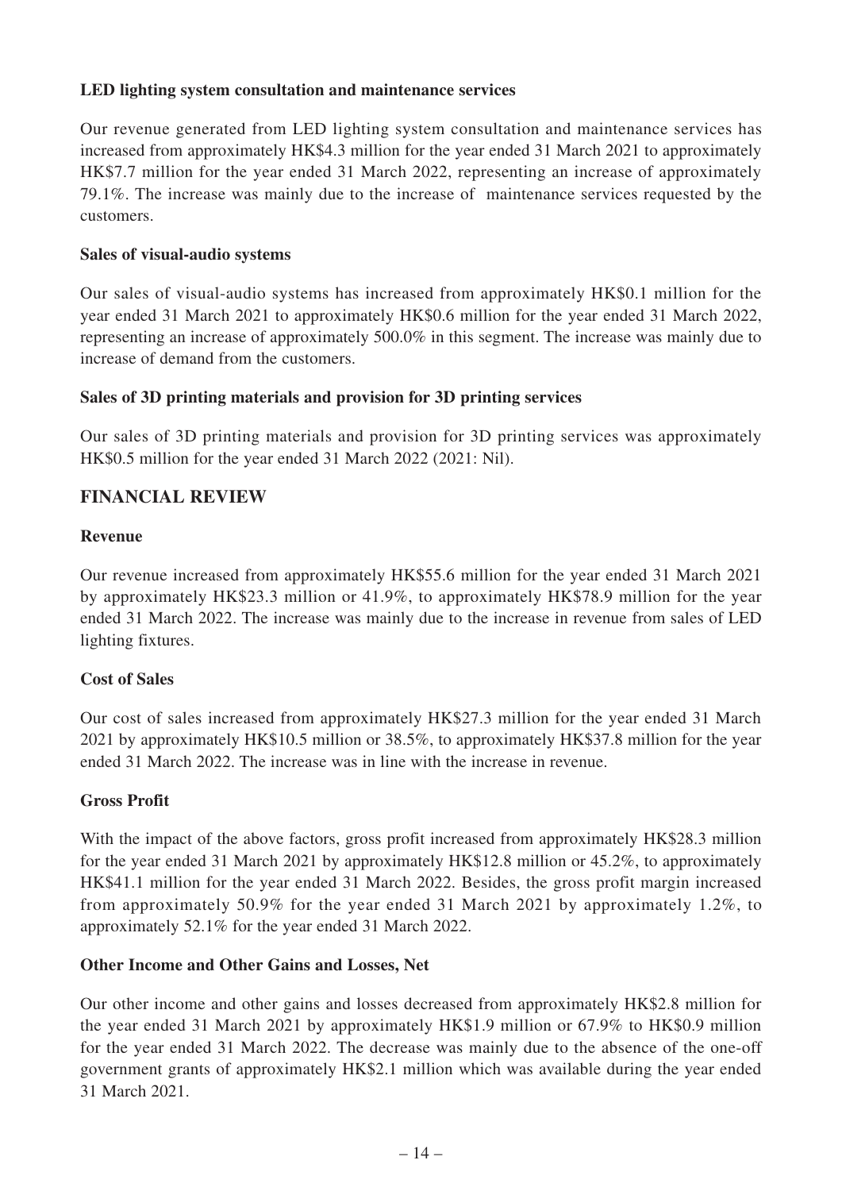**LED lighting system consultation and maintenance services**

Our revenue generated from LED lighting system consultation and maintenance services has increased from approximately HK$4.3 million for the year ended 31 March 2021 to approximately HK$7.7 million for the year ended 31 March 2022, representing an increase of approximately 79.1%. The increase was mainly due to the increase of maintenance services requested by the customers.

**Sales of visual-audio systems**

Our sales of visual-audio systems has increased from approximately HK$0.1 million for the year ended 31 March 2021 to approximately HK$0.6 million for the year ended 31 March 2022, representing an increase of approximately 500.0% in this segment. The increase was mainly due to increase of demand from the customers.

**Sales of 3D printing materials and provision for 3D printing services**

Our sales of 3D printing materials and provision for 3D printing services was approximately HK$0.5 million for the year ended 31 March 2022 (2021: Nil).

## FINANCIAL REVIEW

**Revenue**

Our revenue increased from approximately HK$55.6 million for the year ended 31 March 2021 by approximately HK$23.3 million or 41.9%, to approximately HK$78.9 million for the year ended 31 March 2022. The increase was mainly due to the increase in revenue from sales of LED lighting fixtures.

**Cost of Sales**

Our cost of sales increased from approximately HK$27.3 million for the year ended 31 March 2021 by approximately HK$10.5 million or 38.5%, to approximately HK$37.8 million for the year ended 31 March 2022. The increase was in line with the increase in revenue.

**Gross Profit**

With the impact of the above factors, gross profit increased from approximately HK$28.3 million for the year ended 31 March 2021 by approximately HK$12.8 million or 45.2%, to approximately HK$41.1 million for the year ended 31 March 2022. Besides, the gross profit margin increased from approximately 50.9% for the year ended 31 March 2021 by approximately 1.2%, to approximately 52.1% for the year ended 31 March 2022.

**Other Income and Other Gains and Losses, Net**

Our other income and other gains and losses decreased from approximately HK$2.8 million for the year ended 31 March 2021 by approximately HK$1.9 million or 67.9% to HK$0.9 million for the year ended 31 March 2022. The decrease was mainly due to the absence of the one-off government grants of approximately HK$2.1 million which was available during the year ended 31 March 2021.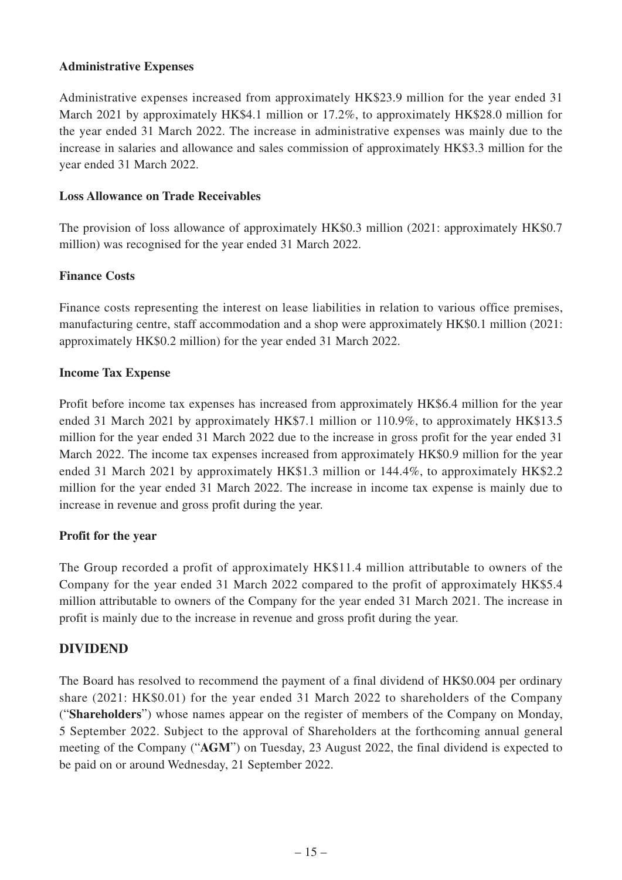**Administrative Expenses**

Administrative expenses increased from approximately HK$23.9 million for the year ended 31 March 2021 by approximately HK$4.1 million or 17.2%, to approximately HK$28.0 million for the year ended 31 March 2022. The increase in administrative expenses was mainly due to the increase in salaries and allowance and sales commission of approximately HK$3.3 million for the year ended 31 March 2022.

**Loss Allowance on Trade Receivables**

The provision of loss allowance of approximately HK$0.3 million (2021: approximately HK$0.7 million) was recognised for the year ended 31 March 2022.

**Finance Costs**

Finance costs representing the interest on lease liabilities in relation to various office premises, manufacturing centre, staff accommodation and a shop were approximately HK$0.1 million (2021: approximately HK$0.2 million) for the year ended 31 March 2022.

**Income Tax Expense**

Profit before income tax expenses has increased from approximately HK$6.4 million for the year ended 31 March 2021 by approximately HK$7.1 million or 110.9%, to approximately HK$13.5 million for the year ended 31 March 2022 due to the increase in gross profit for the year ended 31 March 2022. The income tax expenses increased from approximately HK$0.9 million for the year ended 31 March 2021 by approximately HK$1.3 million or 144.4%, to approximately HK$2.2 million for the year ended 31 March 2022. The increase in income tax expense is mainly due to increase in revenue and gross profit during the year.

**Profit for the year**

The Group recorded a profit of approximately HK$11.4 million attributable to owners of the Company for the year ended 31 March 2022 compared to the profit of approximately HK$5.4 million attributable to owners of the Company for the year ended 31 March 2021. The increase in profit is mainly due to the increase in revenue and gross profit during the year.

## DIVIDEND

The Board has resolved to recommend the payment of a final dividend of HK$0.004 per ordinary share (2021: HK$0.01) for the year ended 31 March 2022 to shareholders of the Company ("**Shareholders**") whose names appear on the register of members of the Company on Monday, 5 September 2022. Subject to the approval of Shareholders at the forthcoming annual general meeting of the Company ("**AGM**") on Tuesday, 23 August 2022, the final dividend is expected to be paid on or around Wednesday, 21 September 2022.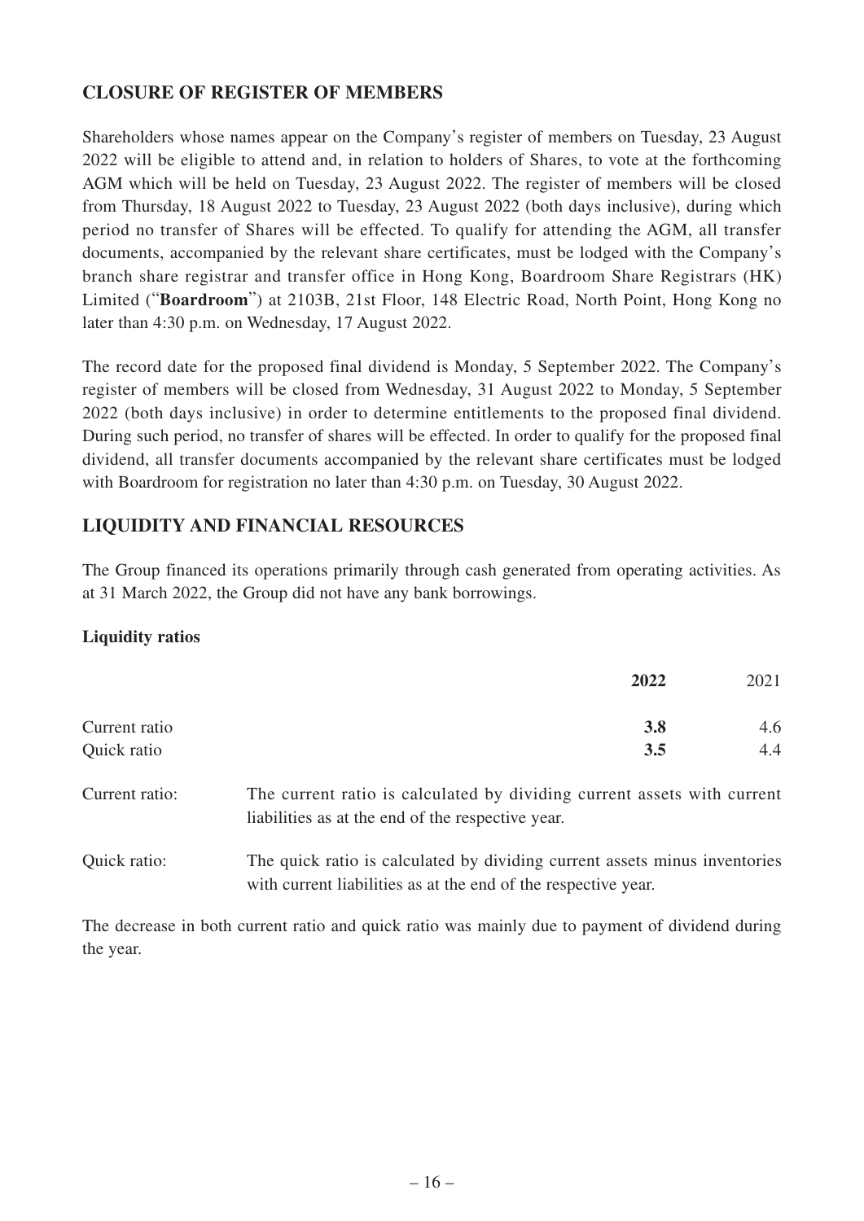## CLOSURE OF REGISTER OF MEMBERS

Shareholders whose names appear on the Company's register of members on Tuesday, 23 August 2022 will be eligible to attend and, in relation to holders of Shares, to vote at the forthcoming AGM which will be held on Tuesday, 23 August 2022. The register of members will be closed from Thursday, 18 August 2022 to Tuesday, 23 August 2022 (both days inclusive), during which period no transfer of Shares will be effected. To qualify for attending the AGM, all transfer documents, accompanied by the relevant share certificates, must be lodged with the Company's branch share registrar and transfer office in Hong Kong, Boardroom Share Registrars (HK) Limited ("**Boardroom**") at 2103B, 21st Floor, 148 Electric Road, North Point, Hong Kong no later than 4:30 p.m. on Wednesday, 17 August 2022.

The record date for the proposed final dividend is Monday, 5 September 2022. The Company's register of members will be closed from Wednesday, 31 August 2022 to Monday, 5 September 2022 (both days inclusive) in order to determine entitlements to the proposed final dividend. During such period, no transfer of shares will be effected. In order to qualify for the proposed final dividend, all transfer documents accompanied by the relevant share certificates must be lodged with Boardroom for registration no later than 4:30 p.m. on Tuesday, 30 August 2022.

## LIQUIDITY AND FINANCIAL RESOURCES

The Group financed its operations primarily through cash generated from operating activities. As at 31 March 2022, the Group did not have any bank borrowings.

**Liquidity ratios**

| | **2022** | 2021 |
|---|---|---|
| Current ratio | **3.8** | 4.6 |
| Quick ratio | **3.5** | 4.4 |

Current ratio: The current ratio is calculated by dividing current assets with current liabilities as at the end of the respective year.

Quick ratio: The quick ratio is calculated by dividing current assets minus inventories with current liabilities as at the end of the respective year.

The decrease in both current ratio and quick ratio was mainly due to payment of dividend during the year.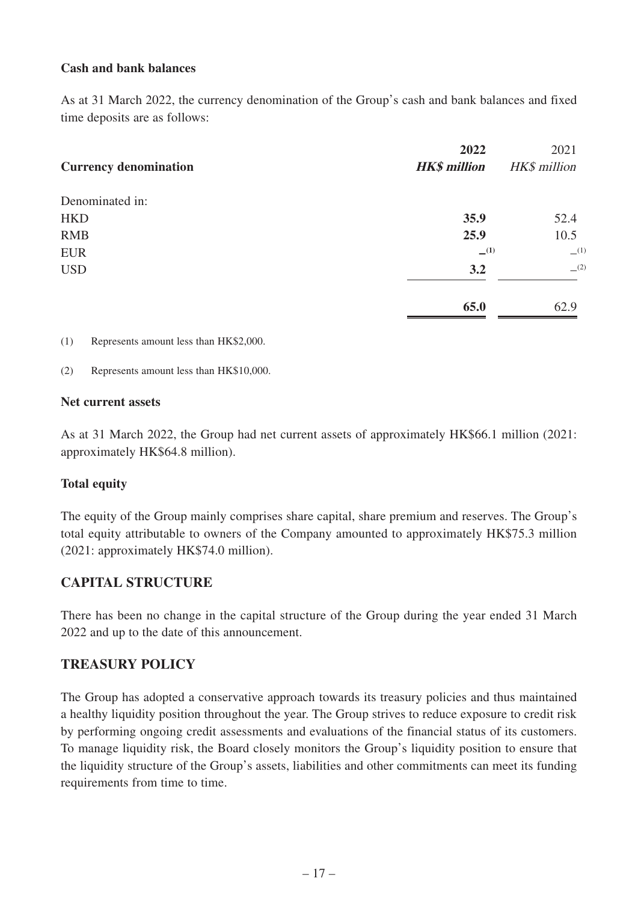**Cash and bank balances**

As at 31 March 2022, the currency denomination of the Group's cash and bank balances and fixed time deposits are as follows:

| Currency denomination | **2022** | 2021 |
|---|---|---|
| | ***HK$ million*** | *HK$ million* |
| Denominated in: | | |
| HKD | **35.9** | 52.4 |
| RMB | **25.9** | 10.5 |
| EUR | **–[(1)]** | –[(1)] |
| USD | **3.2** | –[(2)] |
| | **65.0** | 62.9 |

(1) Represents amount less than HK$2,000.

(2) Represents amount less than HK$10,000.

**Net current assets**

As at 31 March 2022, the Group had net current assets of approximately HK$66.1 million (2021: approximately HK$64.8 million).

**Total equity**

The equity of the Group mainly comprises share capital, share premium and reserves. The Group's total equity attributable to owners of the Company amounted to approximately HK$75.3 million (2021: approximately HK$74.0 million).

## CAPITAL STRUCTURE

There has been no change in the capital structure of the Group during the year ended 31 March 2022 and up to the date of this announcement.

## TREASURY POLICY

The Group has adopted a conservative approach towards its treasury policies and thus maintained a healthy liquidity position throughout the year. The Group strives to reduce exposure to credit risk by performing ongoing credit assessments and evaluations of the financial status of its customers. To manage liquidity risk, the Board closely monitors the Group's liquidity position to ensure that the liquidity structure of the Group's assets, liabilities and other commitments can meet its funding requirements from time to time.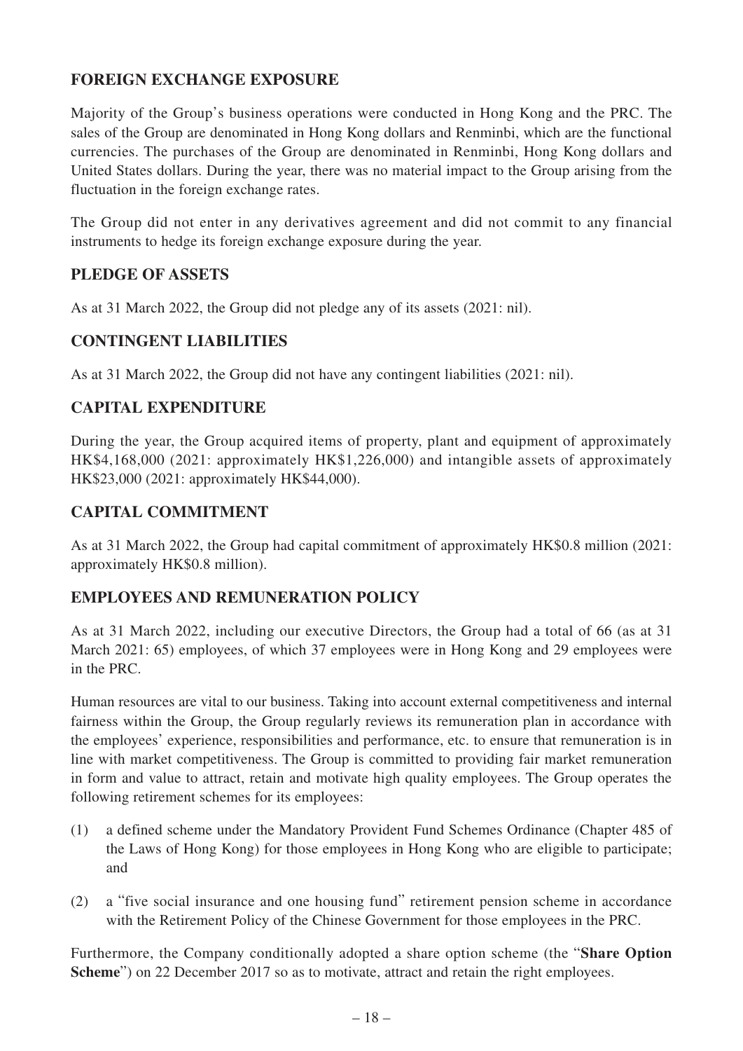## FOREIGN EXCHANGE EXPOSURE

Majority of the Group's business operations were conducted in Hong Kong and the PRC. The sales of the Group are denominated in Hong Kong dollars and Renminbi, which are the functional currencies. The purchases of the Group are denominated in Renminbi, Hong Kong dollars and United States dollars. During the year, there was no material impact to the Group arising from the fluctuation in the foreign exchange rates.

The Group did not enter in any derivatives agreement and did not commit to any financial instruments to hedge its foreign exchange exposure during the year.

## PLEDGE OF ASSETS

As at 31 March 2022, the Group did not pledge any of its assets (2021: nil).

## CONTINGENT LIABILITIES

As at 31 March 2022, the Group did not have any contingent liabilities (2021: nil).

## CAPITAL EXPENDITURE

During the year, the Group acquired items of property, plant and equipment of approximately HK$4,168,000 (2021: approximately HK$1,226,000) and intangible assets of approximately HK$23,000 (2021: approximately HK$44,000).

## CAPITAL COMMITMENT

As at 31 March 2022, the Group had capital commitment of approximately HK$0.8 million (2021: approximately HK$0.8 million).

## EMPLOYEES AND REMUNERATION POLICY

As at 31 March 2022, including our executive Directors, the Group had a total of 66 (as at 31 March 2021: 65) employees, of which 37 employees were in Hong Kong and 29 employees were in the PRC.

Human resources are vital to our business. Taking into account external competitiveness and internal fairness within the Group, the Group regularly reviews its remuneration plan in accordance with the employees' experience, responsibilities and performance, etc. to ensure that remuneration is in line with market competitiveness. The Group is committed to providing fair market remuneration in form and value to attract, retain and motivate high quality employees. The Group operates the following retirement schemes for its employees:

(1) a defined scheme under the Mandatory Provident Fund Schemes Ordinance (Chapter 485 of the Laws of Hong Kong) for those employees in Hong Kong who are eligible to participate; and

(2) a "five social insurance and one housing fund" retirement pension scheme in accordance with the Retirement Policy of the Chinese Government for those employees in the PRC.

Furthermore, the Company conditionally adopted a share option scheme (the "**Share Option Scheme**") on 22 December 2017 so as to motivate, attract and retain the right employees.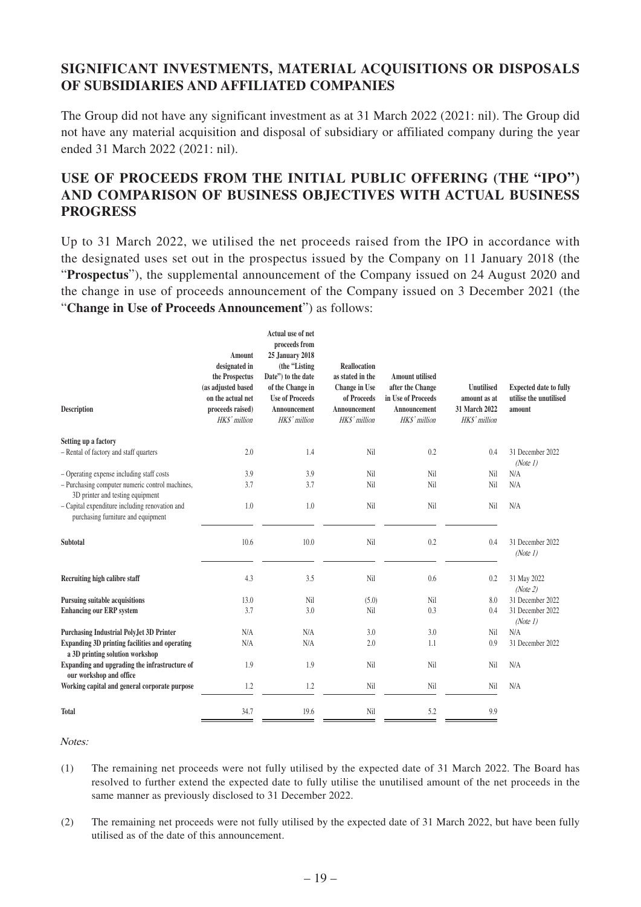## SIGNIFICANT INVESTMENTS, MATERIAL ACQUISITIONS OR DISPOSALS OF SUBSIDIARIES AND AFFILIATED COMPANIES

The Group did not have any significant investment as at 31 March 2022 (2021: nil). The Group did not have any material acquisition and disposal of subsidiary or affiliated company during the year ended 31 March 2022 (2021: nil).

## USE OF PROCEEDS FROM THE INITIAL PUBLIC OFFERING (THE "IPO") AND COMPARISON OF BUSINESS OBJECTIVES WITH ACTUAL BUSINESS PROGRESS

Up to 31 March 2022, we utilised the net proceeds raised from the IPO in accordance with the designated uses set out in the prospectus issued by the Company on 11 January 2018 (the "**Prospectus**"), the supplemental announcement of the Company issued on 24 August 2020 and the change in use of proceeds announcement of the Company issued on 3 December 2021 (the "**Change in Use of Proceeds Announcement**") as follows:

| Description | Amount designated in the Prospectus (as adjusted based on the actual net proceeds raised) *HK$' million* | Actual use of net proceeds from 25 January 2018 (the "Listing Date") to the date of the Change in Use of Proceeds Announcement *HK$' million* | Reallocation as stated in the Change in Use of Proceeds Announcement *HK$' million* | Amount utilised after the Change in Use of Proceeds Announcement *HK$' million* | Unutilised amount as at 31 March 2022 *HK$' million* | Expected date to fully utilise the unutilised amount |
|---|---|---|---|---|---|---|
| **Setting up a factory** | | | | | | |
| – Rental of factory and staff quarters | 2.0 | 1.4 | Nil | 0.2 | 0.4 | 31 December 2022 *(Note 1)* |
| – Operating expense including staff costs | 3.9 | 3.9 | Nil | Nil | Nil | N/A |
| – Purchasing computer numeric control machines, 3D printer and testing equipment | 3.7 | 3.7 | Nil | Nil | Nil | N/A |
| – Capital expenditure including renovation and purchasing furniture and equipment | 1.0 | 1.0 | Nil | Nil | Nil | N/A |
| **Subtotal** | 10.6 | 10.0 | Nil | 0.2 | 0.4 | 31 December 2022 *(Note 1)* |
| **Recruiting high calibre staff** | 4.3 | 3.5 | Nil | 0.6 | 0.2 | 31 May 2022 *(Note 2)* |
| **Pursuing suitable acquisitions** | 13.0 | Nil | (5.0) | Nil | 8.0 | 31 December 2022 |
| **Enhancing our ERP system** | 3.7 | 3.0 | Nil | 0.3 | 0.4 | 31 December 2022 *(Note 1)* |
| **Purchasing Industrial PolyJet 3D Printer** | N/A | N/A | 3.0 | 3.0 | Nil | N/A |
| **Expanding 3D printing facilities and operating a 3D printing solution workshop** | N/A | N/A | 2.0 | 1.1 | 0.9 | 31 December 2022 |
| **Expanding and upgrading the infrastructure of our workshop and office** | 1.9 | 1.9 | Nil | Nil | Nil | N/A |
| **Working capital and general corporate purpose** | 1.2 | 1.2 | Nil | Nil | Nil | N/A |
| **Total** | 34.7 | 19.6 | Nil | 5.2 | 9.9 | |

*Notes:*

(1) The remaining net proceeds were not fully utilised by the expected date of 31 March 2022. The Board has resolved to further extend the expected date to fully utilise the unutilised amount of the net proceeds in the same manner as previously disclosed to 31 December 2022.

(2) The remaining net proceeds were not fully utilised by the expected date of 31 March 2022, but have been fully utilised as of the date of this announcement.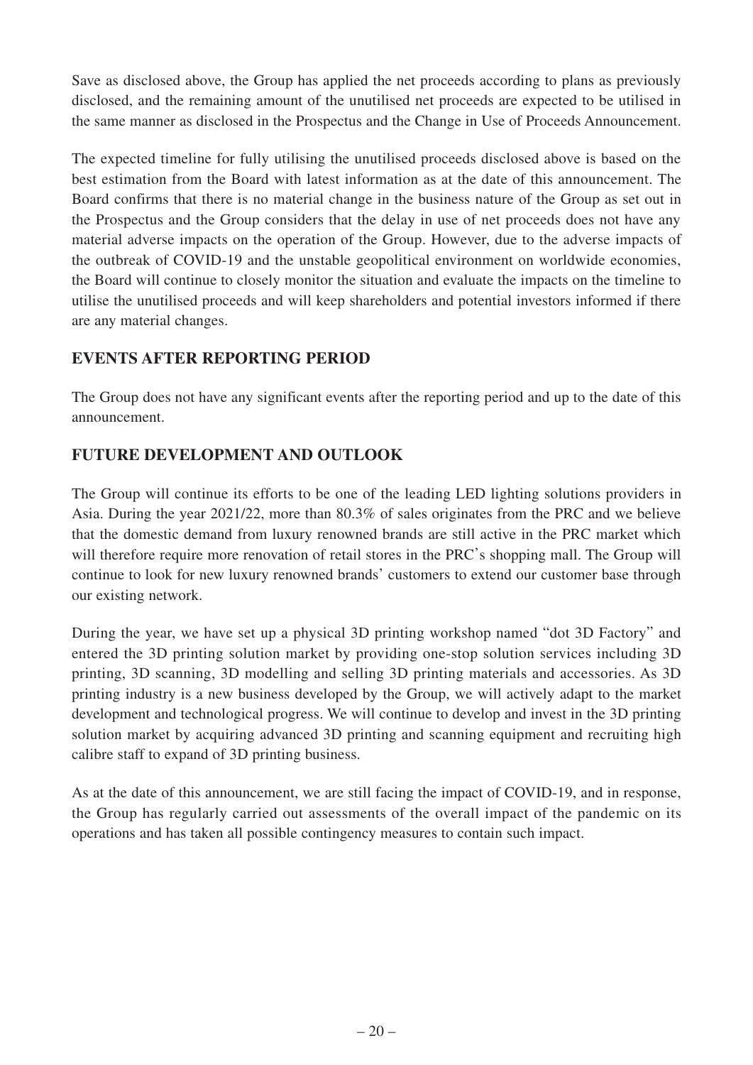Save as disclosed above, the Group has applied the net proceeds according to plans as previously disclosed, and the remaining amount of the unutilised net proceeds are expected to be utilised in the same manner as disclosed in the Prospectus and the Change in Use of Proceeds Announcement.

The expected timeline for fully utilising the unutilised proceeds disclosed above is based on the best estimation from the Board with latest information as at the date of this announcement. The Board confirms that there is no material change in the business nature of the Group as set out in the Prospectus and the Group considers that the delay in use of net proceeds does not have any material adverse impacts on the operation of the Group. However, due to the adverse impacts of the outbreak of COVID-19 and the unstable geopolitical environment on worldwide economies, the Board will continue to closely monitor the situation and evaluate the impacts on the timeline to utilise the unutilised proceeds and will keep shareholders and potential investors informed if there are any material changes.

## EVENTS AFTER REPORTING PERIOD

The Group does not have any significant events after the reporting period and up to the date of this announcement.

## FUTURE DEVELOPMENT AND OUTLOOK

The Group will continue its efforts to be one of the leading LED lighting solutions providers in Asia. During the year 2021/22, more than 80.3% of sales originates from the PRC and we believe that the domestic demand from luxury renowned brands are still active in the PRC market which will therefore require more renovation of retail stores in the PRC's shopping mall. The Group will continue to look for new luxury renowned brands' customers to extend our customer base through our existing network.

During the year, we have set up a physical 3D printing workshop named "dot 3D Factory" and entered the 3D printing solution market by providing one-stop solution services including 3D printing, 3D scanning, 3D modelling and selling 3D printing materials and accessories. As 3D printing industry is a new business developed by the Group, we will actively adapt to the market development and technological progress. We will continue to develop and invest in the 3D printing solution market by acquiring advanced 3D printing and scanning equipment and recruiting high calibre staff to expand of 3D printing business.

As at the date of this announcement, we are still facing the impact of COVID-19, and in response, the Group has regularly carried out assessments of the overall impact of the pandemic on its operations and has taken all possible contingency measures to contain such impact.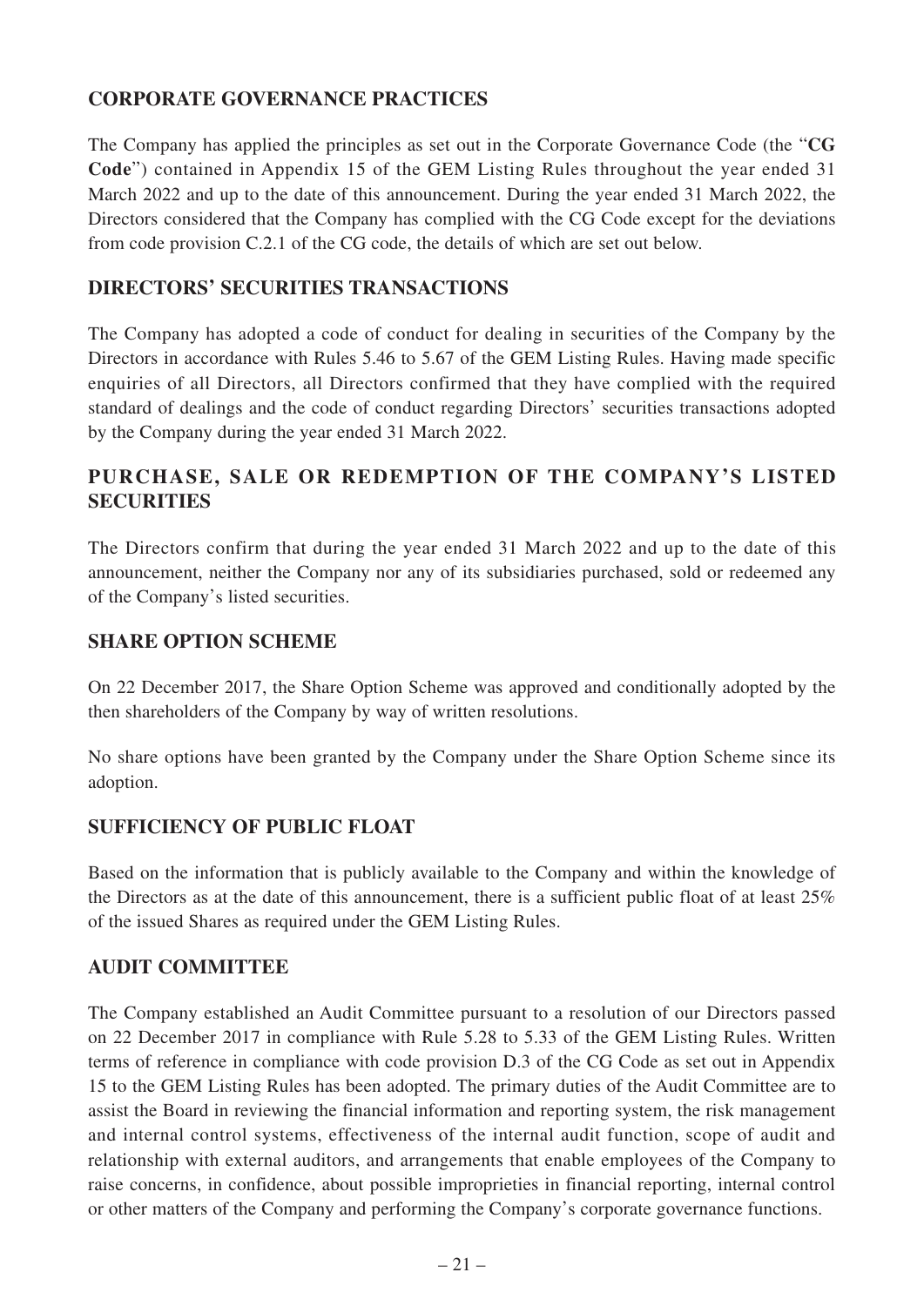## CORPORATE GOVERNANCE PRACTICES

The Company has applied the principles as set out in the Corporate Governance Code (the "**CG Code**") contained in Appendix 15 of the GEM Listing Rules throughout the year ended 31 March 2022 and up to the date of this announcement. During the year ended 31 March 2022, the Directors considered that the Company has complied with the CG Code except for the deviations from code provision C.2.1 of the CG code, the details of which are set out below.

## DIRECTORS' SECURITIES TRANSACTIONS

The Company has adopted a code of conduct for dealing in securities of the Company by the Directors in accordance with Rules 5.46 to 5.67 of the GEM Listing Rules. Having made specific enquiries of all Directors, all Directors confirmed that they have complied with the required standard of dealings and the code of conduct regarding Directors' securities transactions adopted by the Company during the year ended 31 March 2022.

## PURCHASE, SALE OR REDEMPTION OF THE COMPANY'S LISTED SECURITIES

The Directors confirm that during the year ended 31 March 2022 and up to the date of this announcement, neither the Company nor any of its subsidiaries purchased, sold or redeemed any of the Company's listed securities.

## SHARE OPTION SCHEME

On 22 December 2017, the Share Option Scheme was approved and conditionally adopted by the then shareholders of the Company by way of written resolutions.

No share options have been granted by the Company under the Share Option Scheme since its adoption.

## SUFFICIENCY OF PUBLIC FLOAT

Based on the information that is publicly available to the Company and within the knowledge of the Directors as at the date of this announcement, there is a sufficient public float of at least 25% of the issued Shares as required under the GEM Listing Rules.

## AUDIT COMMITTEE

The Company established an Audit Committee pursuant to a resolution of our Directors passed on 22 December 2017 in compliance with Rule 5.28 to 5.33 of the GEM Listing Rules. Written terms of reference in compliance with code provision D.3 of the CG Code as set out in Appendix 15 to the GEM Listing Rules has been adopted. The primary duties of the Audit Committee are to assist the Board in reviewing the financial information and reporting system, the risk management and internal control systems, effectiveness of the internal audit function, scope of audit and relationship with external auditors, and arrangements that enable employees of the Company to raise concerns, in confidence, about possible improprieties in financial reporting, internal control or other matters of the Company and performing the Company's corporate governance functions.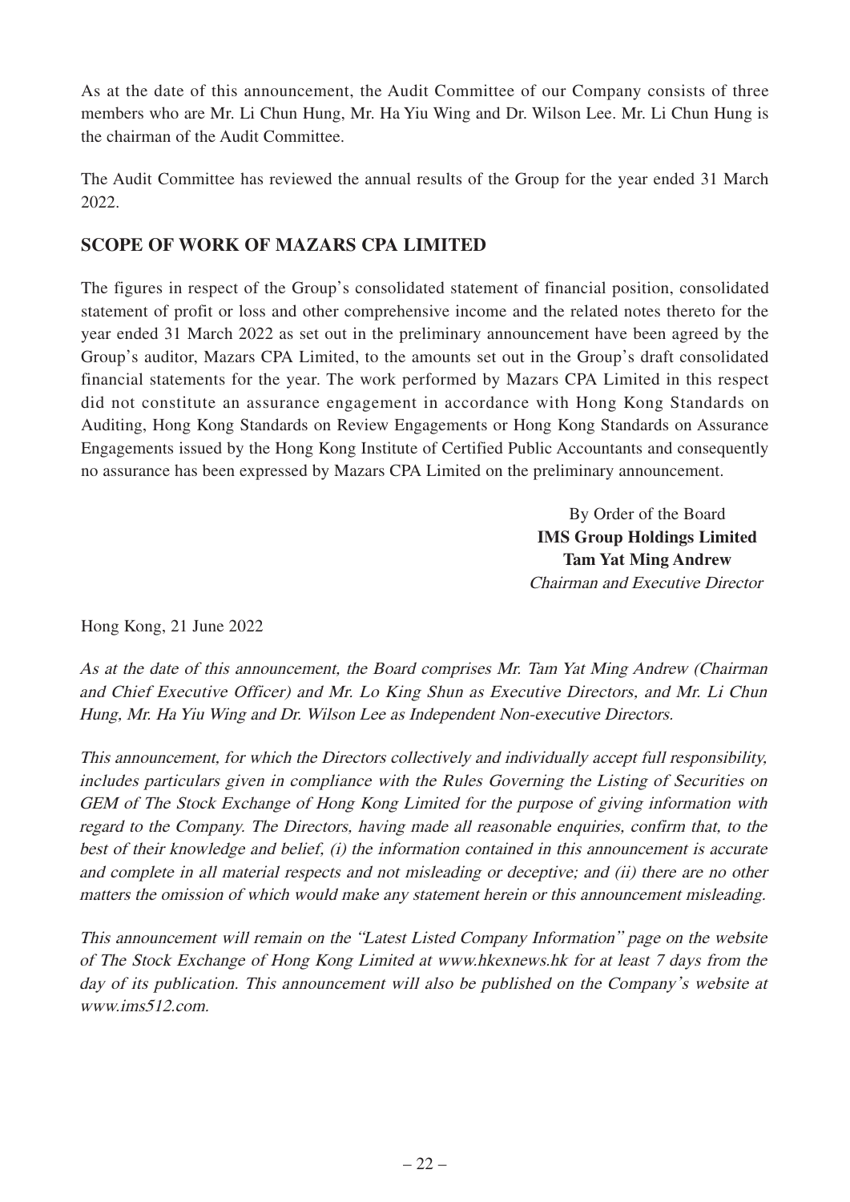As at the date of this announcement, the Audit Committee of our Company consists of three members who are Mr. Li Chun Hung, Mr. Ha Yiu Wing and Dr. Wilson Lee. Mr. Li Chun Hung is the chairman of the Audit Committee.

The Audit Committee has reviewed the annual results of the Group for the year ended 31 March 2022.

## SCOPE OF WORK OF MAZARS CPA LIMITED

The figures in respect of the Group's consolidated statement of financial position, consolidated statement of profit or loss and other comprehensive income and the related notes thereto for the year ended 31 March 2022 as set out in the preliminary announcement have been agreed by the Group's auditor, Mazars CPA Limited, to the amounts set out in the Group's draft consolidated financial statements for the year. The work performed by Mazars CPA Limited in this respect did not constitute an assurance engagement in accordance with Hong Kong Standards on Auditing, Hong Kong Standards on Review Engagements or Hong Kong Standards on Assurance Engagements issued by the Hong Kong Institute of Certified Public Accountants and consequently no assurance has been expressed by Mazars CPA Limited on the preliminary announcement.

By Order of the Board
**IMS Group Holdings Limited**
**Tam Yat Ming Andrew**
*Chairman and Executive Director*

Hong Kong, 21 June 2022

*As at the date of this announcement, the Board comprises Mr. Tam Yat Ming Andrew (Chairman and Chief Executive Officer) and Mr. Lo King Shun as Executive Directors, and Mr. Li Chun Hung, Mr. Ha Yiu Wing and Dr. Wilson Lee as Independent Non-executive Directors.*

*This announcement, for which the Directors collectively and individually accept full responsibility, includes particulars given in compliance with the Rules Governing the Listing of Securities on GEM of The Stock Exchange of Hong Kong Limited for the purpose of giving information with regard to the Company. The Directors, having made all reasonable enquiries, confirm that, to the best of their knowledge and belief, (i) the information contained in this announcement is accurate and complete in all material respects and not misleading or deceptive; and (ii) there are no other matters the omission of which would make any statement herein or this announcement misleading.*

*This announcement will remain on the "Latest Listed Company Information" page on the website of The Stock Exchange of Hong Kong Limited at www.hkexnews.hk for at least 7 days from the day of its publication. This announcement will also be published on the Company's website at www.ims512.com.*